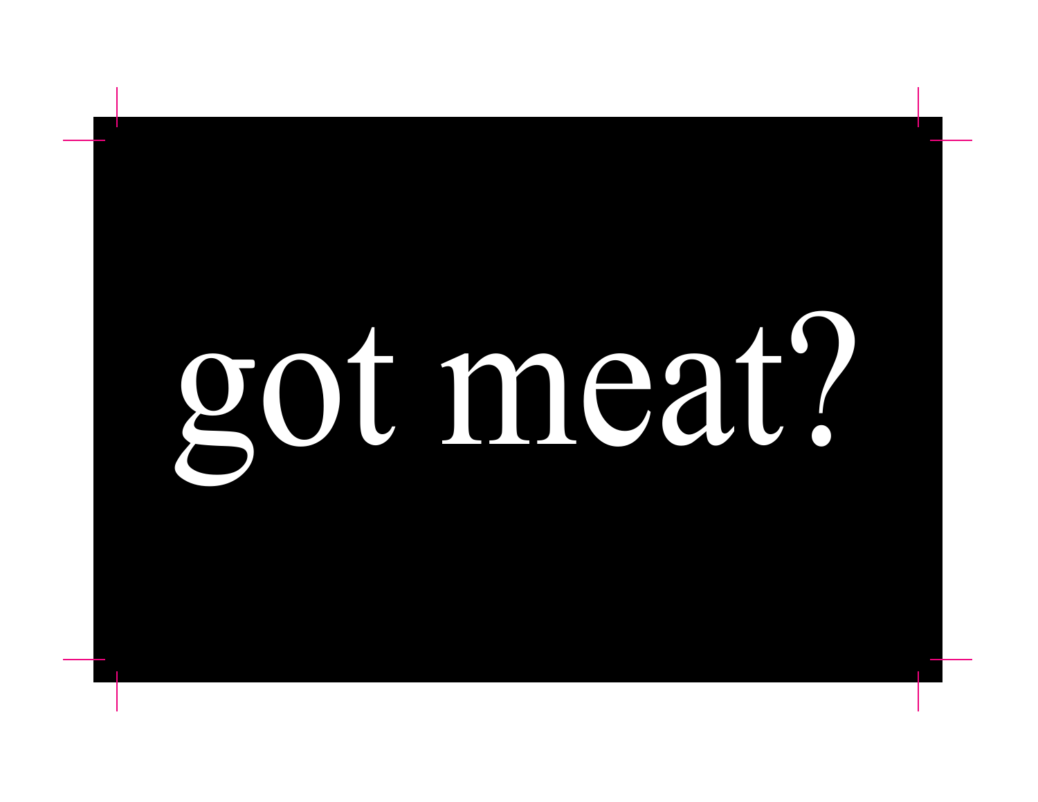got meat?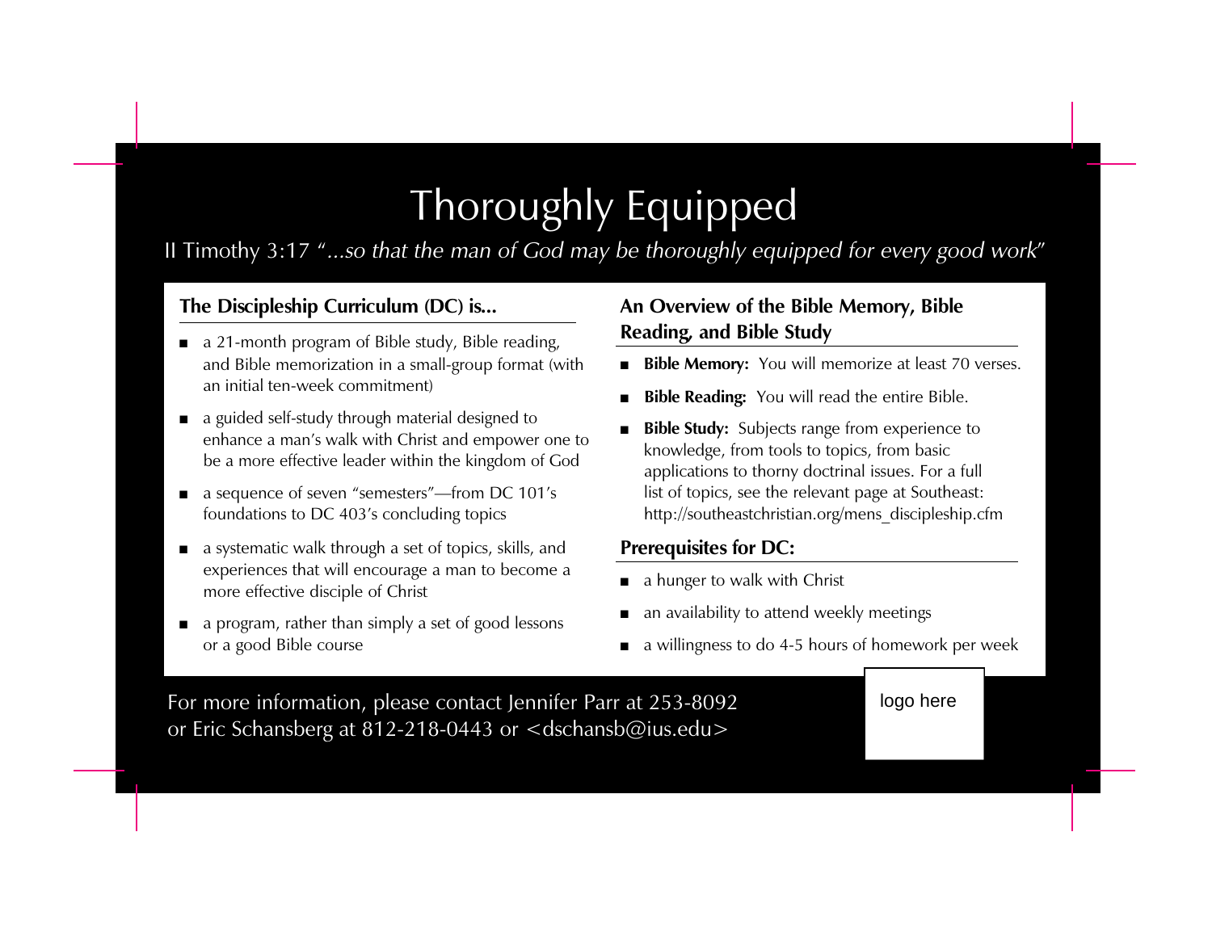# Thoroughly Equipped

II Timothy 3:17 "*...so that the man of God may be thoroughly equipped for every good work*"

## The Discipleship Curriculum (DC) is...

- a 21-month program of Bible study, Bible reading, and Bible memorization in a small-group format (with an initial ten-week commitment)
- a guided self-study through material designed to enhance a man's walk with Christ and empower one to be a more effective leader within the kingdom of God
- a sequence of seven "semesters"—from DC 101's foundations to DC 403's concluding topics
- a systematic walk through a set of topics, skills, and experiences that will encourage a man to become a more effective disciple of Christ
- a program, rather than simply a set of good lessons or a good Bible course

## An Overview of the Bible Memory, Bible Reading, and Bible Study

- **Bible Memory:** You will memorize at least 70 verses.
- **Bible Reading:** You will read the entire Bible.
- **Bible Study:** Subjects range from experience to knowledge, from tools to topics, from basic applications to thorny doctrinal issues. For a full list of topics, see the relevant page at Southeast: http://southeastchristian.org/mens_discipleship.cfm

## Prerequisites for DC:

- a hunger to walk with Christ
- an availability to attend weekly meetings
- a willingness to do 4-5 hours of homework per week

For more information, please contact Jennifer Parr at 253-8092 or Eric Schansberg at 812-218-0443 or <dschansb@ius.edu>

logo here